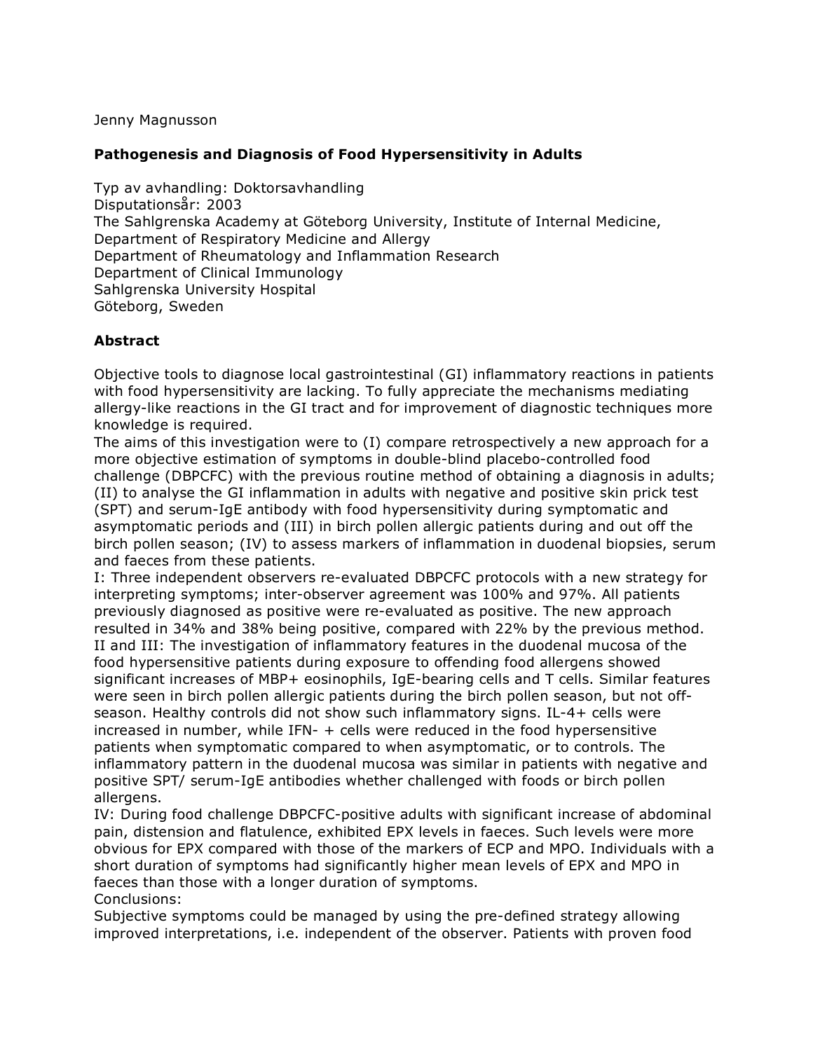Jenny Magnusson

**Pathogenesis and Diagnosis of Food Hypersensitivity in Adults**

Typ av avhandling: Doktorsavhandling
Disputationsår: 2003
The Sahlgrenska Academy at Göteborg University, Institute of Internal Medicine,
Department of Respiratory Medicine and Allergy
Department of Rheumatology and Inflammation Research
Department of Clinical Immunology
Sahlgrenska University Hospital
Göteborg, Sweden

## Abstract

Objective tools to diagnose local gastrointestinal (GI) inflammatory reactions in patients with food hypersensitivity are lacking. To fully appreciate the mechanisms mediating allergy-like reactions in the GI tract and for improvement of diagnostic techniques more knowledge is required.
The aims of this investigation were to (I) compare retrospectively a new approach for a more objective estimation of symptoms in double-blind placebo-controlled food challenge (DBPCFC) with the previous routine method of obtaining a diagnosis in adults; (II) to analyse the GI inflammation in adults with negative and positive skin prick test (SPT) and serum-IgE antibody with food hypersensitivity during symptomatic and asymptomatic periods and (III) in birch pollen allergic patients during and out off the birch pollen season; (IV) to assess markers of inflammation in duodenal biopsies, serum and faeces from these patients.
I: Three independent observers re-evaluated DBPCFC protocols with a new strategy for interpreting symptoms; inter-observer agreement was 100% and 97%. All patients previously diagnosed as positive were re-evaluated as positive. The new approach resulted in 34% and 38% being positive, compared with 22% by the previous method.
II and III: The investigation of inflammatory features in the duodenal mucosa of the food hypersensitive patients during exposure to offending food allergens showed significant increases of MBP+ eosinophils, IgE-bearing cells and T cells. Similar features were seen in birch pollen allergic patients during the birch pollen season, but not off-season. Healthy controls did not show such inflammatory signs. IL-4+ cells were increased in number, while IFN- + cells were reduced in the food hypersensitive patients when symptomatic compared to when asymptomatic, or to controls. The inflammatory pattern in the duodenal mucosa was similar in patients with negative and positive SPT/ serum-IgE antibodies whether challenged with foods or birch pollen allergens.
IV: During food challenge DBPCFC-positive adults with significant increase of abdominal pain, distension and flatulence, exhibited EPX levels in faeces. Such levels were more obvious for EPX compared with those of the markers of ECP and MPO. Individuals with a short duration of symptoms had significantly higher mean levels of EPX and MPO in faeces than those with a longer duration of symptoms.
Conclusions:
Subjective symptoms could be managed by using the pre-defined strategy allowing improved interpretations, i.e. independent of the observer. Patients with proven food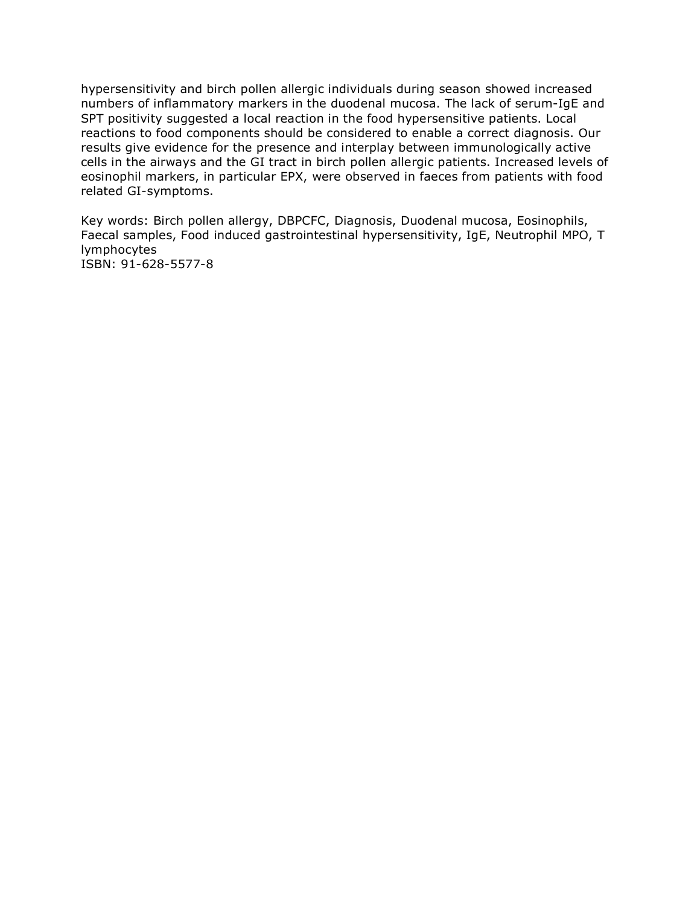hypersensitivity and birch pollen allergic individuals during season showed increased numbers of inflammatory markers in the duodenal mucosa. The lack of serum-IgE and SPT positivity suggested a local reaction in the food hypersensitive patients. Local reactions to food components should be considered to enable a correct diagnosis. Our results give evidence for the presence and interplay between immunologically active cells in the airways and the GI tract in birch pollen allergic patients. Increased levels of eosinophil markers, in particular EPX, were observed in faeces from patients with food related GI-symptoms.

Key words: Birch pollen allergy, DBPCFC, Diagnosis, Duodenal mucosa, Eosinophils, Faecal samples, Food induced gastrointestinal hypersensitivity, IgE, Neutrophil MPO, T lymphocytes
ISBN: 91-628-5577-8